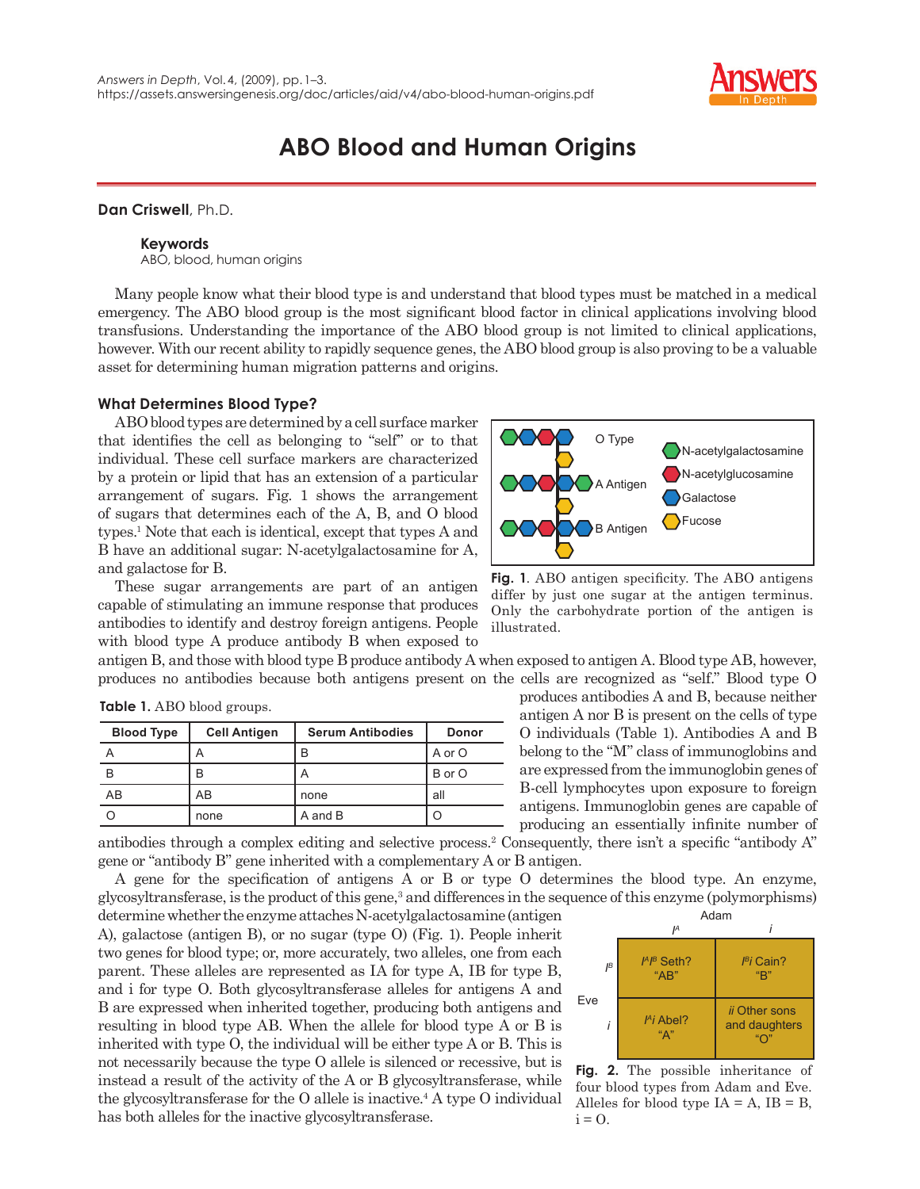# ABO Blood and Human Origins

**Dan Criswell**, Ph.D.

**Keywords**
ABO, blood, human origins

Many people know what their blood type is and understand that blood types must be matched in a medical emergency. The ABO blood group is the most significant blood factor in clinical applications involving blood transfusions. Understanding the importance of the ABO blood group is not limited to clinical applications, however. With our recent ability to rapidly sequence genes, the ABO blood group is also proving to be a valuable asset for determining human migration patterns and origins.

## What Determines Blood Type?

ABO blood types are determined by a cell surface marker that identifies the cell as belonging to "self" or to that individual. These cell surface markers are characterized by a protein or lipid that has an extension of a particular arrangement of sugars. Fig. 1 shows the arrangement of sugars that determines each of the A, B, and O blood types.[1] Note that each is identical, except that types A and B have an additional sugar: N-acetylgalactosamine for A, and galactose for B.

O Type
A Antigen
B Antigen

N-acetylgalactosamine
N-acetylglucosamine
Galactose
Fucose

**Fig. 1**. ABO antigen specificity. The ABO antigens differ by just one sugar at the antigen terminus. Only the carbohydrate portion of the antigen is illustrated.

These sugar arrangements are part of an antigen capable of stimulating an immune response that produces antibodies to identify and destroy foreign antigens. People with blood type A produce antibody B when exposed to antigen B, and those with blood type B produce antibody A when exposed to antigen A. Blood type AB, however, produces no antibodies because both antigens present on the cells are recognized as "self." Blood type O produces antibodies A and B, because neither antigen A nor B is present on the cells of type O individuals (Table 1). Antibodies A and B belong to the "M" class of immunoglobins and are expressed from the immunoglobin genes of B-cell lymphocytes upon exposure to foreign antigens. Immunoglobin genes are capable of producing an essentially infinite number of antibodies through a complex editing and selective process.[2] Consequently, there isn't a specific "antibody A" gene or "antibody B" gene inherited with a complementary A or B antigen.

**Table 1.** ABO blood groups.

| Blood Type | Cell Antigen | Serum Antibodies | Donor |
|---|---|---|---|
| A | A | B | A or O |
| B | B | A | B or O |
| AB | AB | none | all |
| O | none | A and B | O |

A gene for the specification of antigens A or B or type O determines the blood type. An enzyme, glycosyltransferase, is the product of this gene,[3] and differences in the sequence of this enzyme (polymorphisms) determine whether the enzyme attaches N-acetylgalactosamine (antigen A), galactose (antigen B), or no sugar (type O) (Fig. 1). People inherit two genes for blood type; or, more accurately, two alleles, one from each parent. These alleles are represented as IA for type A, IB for type B, and i for type O. Both glycosyltransferase alleles for antigens A and B are expressed when inherited together, producing both antigens and resulting in blood type AB. When the allele for blood type A or B is inherited with type O, the individual will be either type A or B. This is not necessarily because the type O allele is silenced or recessive, but is instead a result of the activity of the A or B glycosyltransferase, while the glycosyltransferase for the O allele is inactive.[4] A type O individual has both alleles for the inactive glycosyltransferase.

| Eve \ Adam | $I^A$ | $i$ |
|---|---|---|
| $I^B$ | $I^AI^B$ Seth? "AB" | $I^Bi$ Cain? "B" |
| $i$ | $I^Ai$ Abel? "A" | $ii$ Other sons and daughters "O" |

**Fig. 2.** The possible inheritance of four blood types from Adam and Eve. Alleles for blood type IA = A, IB = B, i = O.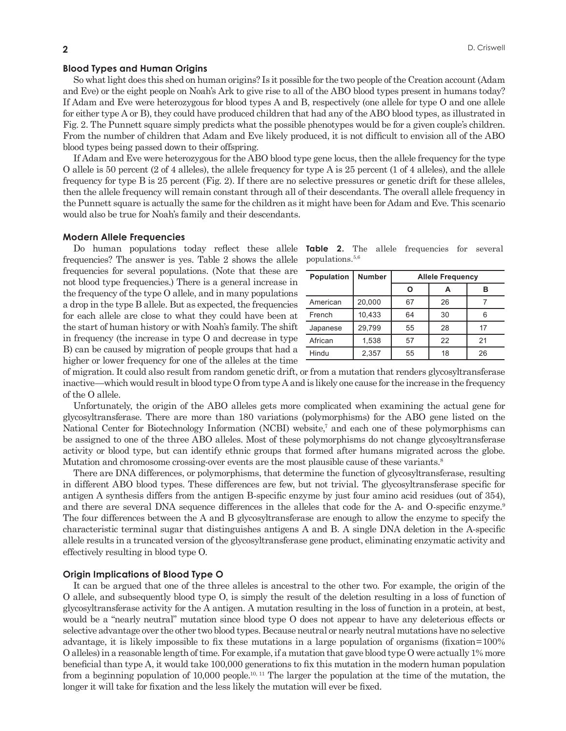### Blood Types and Human Origins

So what light does this shed on human origins? Is it possible for the two people of the Creation account (Adam and Eve) or the eight people on Noah's Ark to give rise to all of the ABO blood types present in humans today? If Adam and Eve were heterozygous for blood types A and B, respectively (one allele for type O and one allele for either type A or B), they could have produced children that had any of the ABO blood types, as illustrated in Fig. 2. The Punnett square simply predicts what the possible phenotypes would be for a given couple's children. From the number of children that Adam and Eve likely produced, it is not difficult to envision all of the ABO blood types being passed down to their offspring.

If Adam and Eve were heterozygous for the ABO blood type gene locus, then the allele frequency for the type O allele is 50 percent (2 of 4 alleles), the allele frequency for type A is 25 percent (1 of 4 alleles), and the allele frequency for type B is 25 percent (Fig. 2). If there are no selective pressures or genetic drift for these alleles, then the allele frequency will remain constant through all of their descendants. The overall allele frequency in the Punnett square is actually the same for the children as it might have been for Adam and Eve. This scenario would also be true for Noah's family and their descendants.

### Modern Allele Frequencies

Do human populations today reflect these allele frequencies? The answer is yes. Table 2 shows the allele frequencies for several populations. (Note that these are not blood type frequencies.) There is a general increase in the frequency of the type O allele, and in many populations a drop in the type B allele. But as expected, the frequencies for each allele are close to what they could have been at the start of human history or with Noah's family. The shift in frequency (the increase in type O and decrease in type B) can be caused by migration of people groups that had a higher or lower frequency for one of the alleles at the time of migration. It could also result from random genetic drift, or from a mutation that renders glycosyltransferase inactive—which would result in blood type O from type A and is likely one cause for the increase in the frequency of the O allele.

**Table 2.** The allele frequencies for several populations.[5,6]

| Population | Number | Allele Frequency | | |
|---|---|---|---|---|
| | | O | A | B |
| American | 20,000 | 67 | 26 | 7 |
| French | 10,433 | 64 | 30 | 6 |
| Japanese | 29,799 | 55 | 28 | 17 |
| African | 1,538 | 57 | 22 | 21 |
| Hindu | 2,357 | 55 | 18 | 26 |

Unfortunately, the origin of the ABO alleles gets more complicated when examining the actual gene for glycosyltransferase. There are more than 180 variations (polymorphisms) for the ABO gene listed on the National Center for Biotechnology Information (NCBI) website,[7] and each one of these polymorphisms can be assigned to one of the three ABO alleles. Most of these polymorphisms do not change glycosyltransferase activity or blood type, but can identify ethnic groups that formed after humans migrated across the globe. Mutation and chromosome crossing-over events are the most plausible cause of these variants.[8]

There are DNA differences, or polymorphisms, that determine the function of glycosyltransferase, resulting in different ABO blood types. These differences are few, but not trivial. The glycosyltransferase specific for antigen A synthesis differs from the antigen B-specific enzyme by just four amino acid residues (out of 354), and there are several DNA sequence differences in the alleles that code for the A- and O-specific enzyme.[9] The four differences between the A and B glycosyltransferase are enough to allow the enzyme to specify the characteristic terminal sugar that distinguishes antigens A and B. A single DNA deletion in the A-specific allele results in a truncated version of the glycosyltransferase gene product, eliminating enzymatic activity and effectively resulting in blood type O.

### Origin Implications of Blood Type O

It can be argued that one of the three alleles is ancestral to the other two. For example, the origin of the O allele, and subsequently blood type O, is simply the result of the deletion resulting in a loss of function of glycosyltransferase activity for the A antigen. A mutation resulting in the loss of function in a protein, at best, would be a "nearly neutral" mutation since blood type O does not appear to have any deleterious effects or selective advantage over the other two blood types. Because neutral or nearly neutral mutations have no selective advantage, it is likely impossible to fix these mutations in a large population of organisms (fixation=100% O alleles) in a reasonable length of time. For example, if a mutation that gave blood type O were actually 1% more beneficial than type A, it would take 100,000 generations to fix this mutation in the modern human population from a beginning population of 10,000 people.[10, 11] The larger the population at the time of the mutation, the longer it will take for fixation and the less likely the mutation will ever be fixed.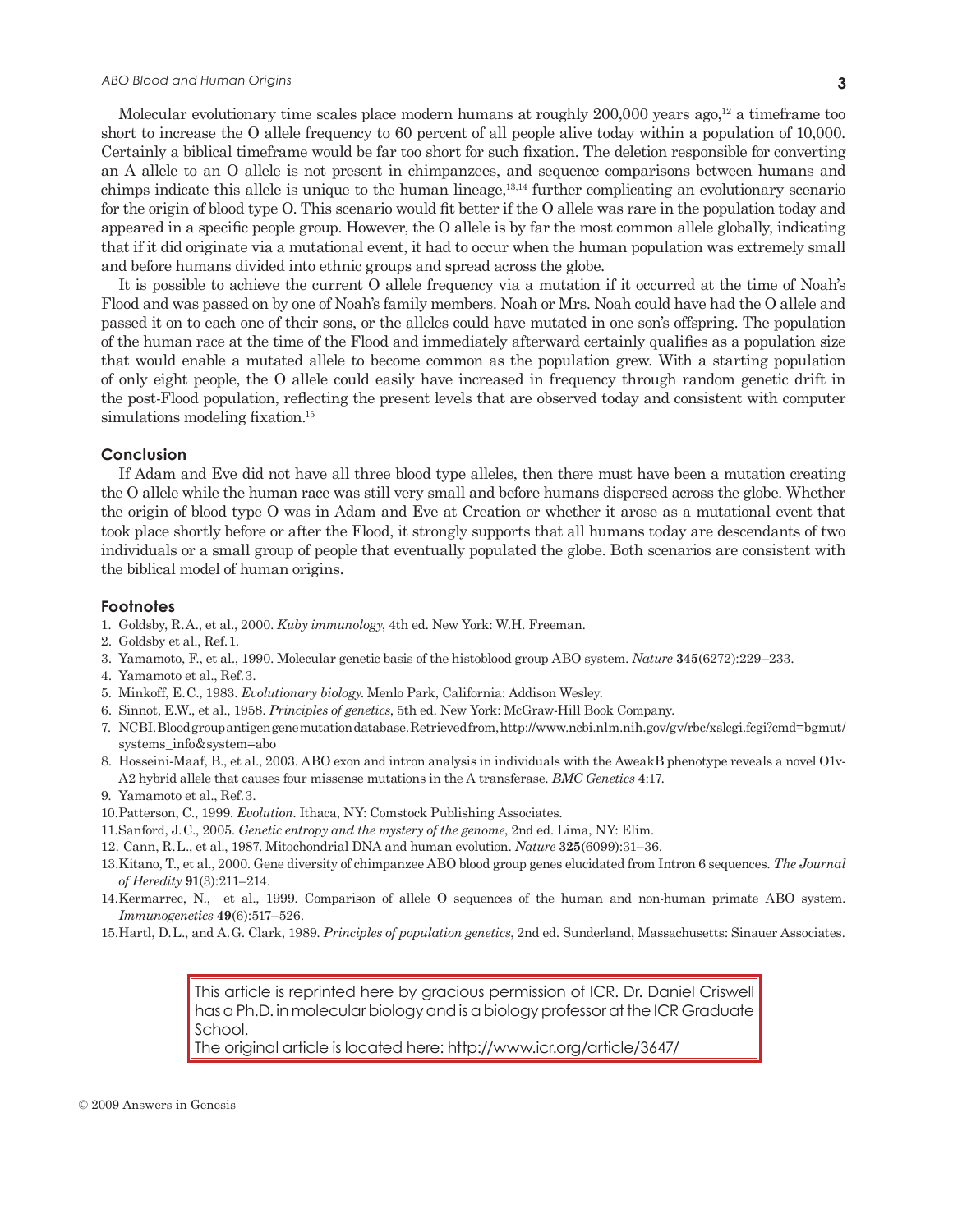Molecular evolutionary time scales place modern humans at roughly 200,000 years ago,[12] a timeframe too short to increase the O allele frequency to 60 percent of all people alive today within a population of 10,000. Certainly a biblical timeframe would be far too short for such fixation. The deletion responsible for converting an A allele to an O allele is not present in chimpanzees, and sequence comparisons between humans and chimps indicate this allele is unique to the human lineage,[13,14] further complicating an evolutionary scenario for the origin of blood type O. This scenario would fit better if the O allele was rare in the population today and appeared in a specific people group. However, the O allele is by far the most common allele globally, indicating that if it did originate via a mutational event, it had to occur when the human population was extremely small and before humans divided into ethnic groups and spread across the globe.

It is possible to achieve the current O allele frequency via a mutation if it occurred at the time of Noah's Flood and was passed on by one of Noah's family members. Noah or Mrs. Noah could have had the O allele and passed it on to each one of their sons, or the alleles could have mutated in one son's offspring. The population of the human race at the time of the Flood and immediately afterward certainly qualifies as a population size that would enable a mutated allele to become common as the population grew. With a starting population of only eight people, the O allele could easily have increased in frequency through random genetic drift in the post-Flood population, reflecting the present levels that are observed today and consistent with computer simulations modeling fixation.[15]

## Conclusion

If Adam and Eve did not have all three blood type alleles, then there must have been a mutation creating the O allele while the human race was still very small and before humans dispersed across the globe. Whether the origin of blood type O was in Adam and Eve at Creation or whether it arose as a mutational event that took place shortly before or after the Flood, it strongly supports that all humans today are descendants of two individuals or a small group of people that eventually populated the globe. Both scenarios are consistent with the biblical model of human origins.

## Footnotes

1. Goldsby, R.A., et al., 2000. *Kuby immunology*, 4th ed. New York: W.H. Freeman.
2. Goldsby et al., Ref. 1.
3. Yamamoto, F., et al., 1990. Molecular genetic basis of the histoblood group ABO system. *Nature* **345**(6272):229–233.
4. Yamamoto et al., Ref. 3.
5. Minkoff, E.C., 1983. *Evolutionary biology*. Menlo Park, California: Addison Wesley.
6. Sinnot, E.W., et al., 1958. *Principles of genetics*, 5th ed. New York: McGraw-Hill Book Company.
7. NCBI. Blood group antigen gene mutation database. Retrieved from, http://www.ncbi.nlm.nih.gov/gv/rbc/xslcgi.fcgi?cmd=bgmut/systems_info&system=abo
8. Hosseini-Maaf, B., et al., 2003. ABO exon and intron analysis in individuals with the AweakB phenotype reveals a novel O1v-A2 hybrid allele that causes four missense mutations in the A transferase. *BMC Genetics* **4**:17.
9. Yamamoto et al., Ref. 3.
10. Patterson, C., 1999. *Evolution*. Ithaca, NY: Comstock Publishing Associates.
11. Sanford, J.C., 2005. *Genetic entropy and the mystery of the genome*, 2nd ed. Lima, NY: Elim.
12. Cann, R.L., et al., 1987. Mitochondrial DNA and human evolution. *Nature* **325**(6099):31–36.
13. Kitano, T., et al., 2000. Gene diversity of chimpanzee ABO blood group genes elucidated from Intron 6 sequences. *The Journal of Heredity* **91**(3):211–214.
14. Kermarrec, N., et al., 1999. Comparison of allele O sequences of the human and non-human primate ABO system. *Immunogenetics* **49**(6):517–526.
15. Hartl, D.L., and A.G. Clark, 1989. *Principles of population genetics*, 2nd ed. Sunderland, Massachusetts: Sinauer Associates.

This article is reprinted here by gracious permission of ICR. Dr. Daniel Criswell has a Ph.D. in molecular biology and is a biology professor at the ICR Graduate School.
The original article is located here: http://www.icr.org/article/3647/

© 2009 Answers in Genesis